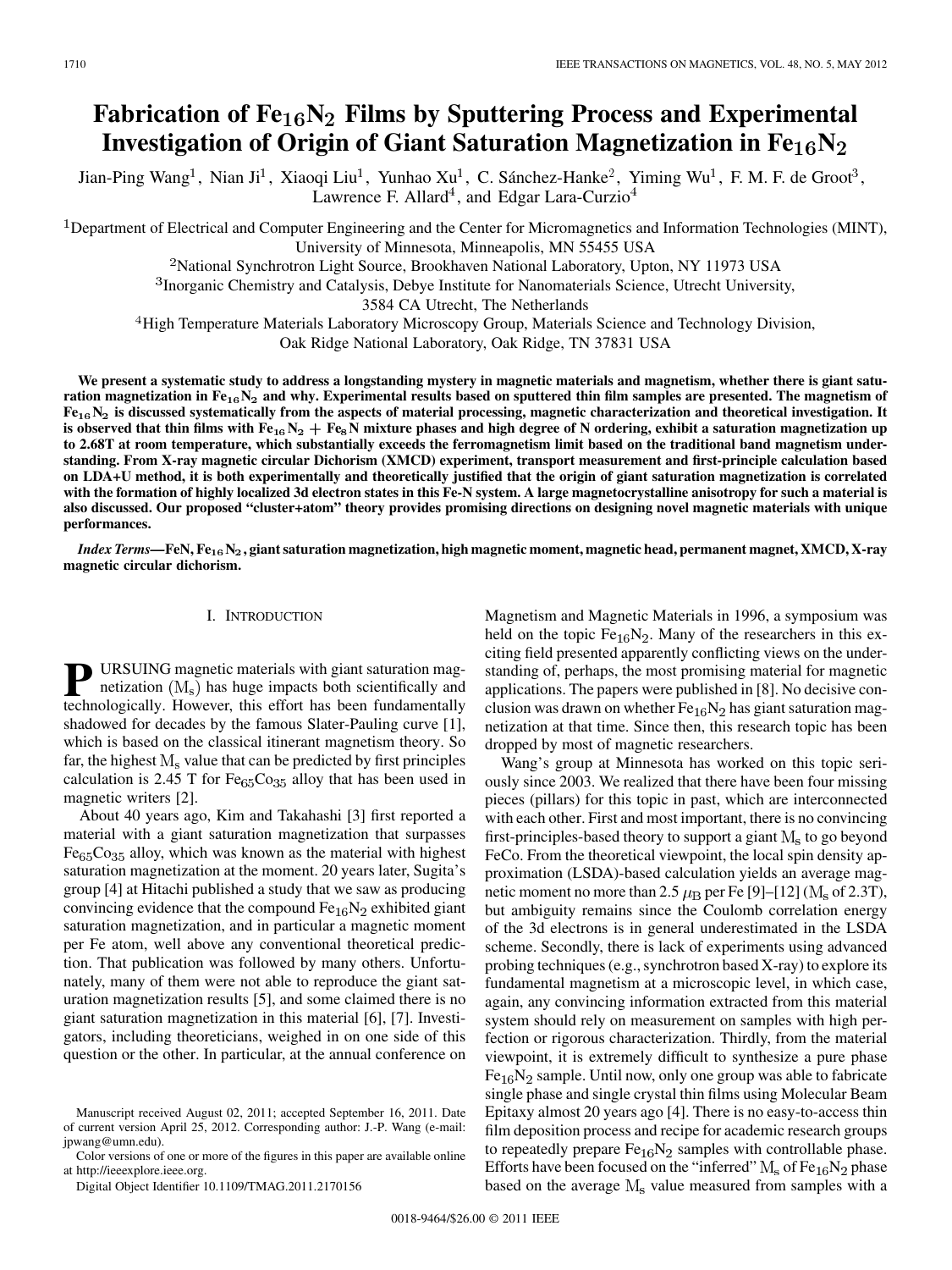# Fabrication of $Fe_{16}N_2$ Films by Sputtering Process and Experimental Investigation of Origin of Giant Saturation Magnetization in $Fe_{16}N_2$

Jian-Ping Wang[1], Nian Ji[1], Xiaoqi Liu[1], Yunhao Xu[1], C. Sánchez-Hanke[2], Yiming Wu[1], F. M. F. de Groot[3], Lawrence F. Allard[4], and Edgar Lara-Curzio[4]

[1]Department of Electrical and Computer Engineering and the Center for Micromagnetics and Information Technologies (MINT), University of Minnesota, Minneapolis, MN 55455 USA

[2]National Synchrotron Light Source, Brookhaven National Laboratory, Upton, NY 11973 USA

[3]Inorganic Chemistry and Catalysis, Debye Institute for Nanomaterials Science, Utrecht University, 3584 CA Utrecht, The Netherlands

[4]High Temperature Materials Laboratory Microscopy Group, Materials Science and Technology Division, Oak Ridge National Laboratory, Oak Ridge, TN 37831 USA

**We present a systematic study to address a longstanding mystery in magnetic materials and magnetism, whether there is giant saturation magnetization in $Fe_{16}N_2$ and why. Experimental results based on sputtered thin film samples are presented. The magnetism of $Fe_{16}N_2$ is discussed systematically from the aspects of material processing, magnetic characterization and theoretical investigation. It is observed that thin films with $Fe_{16}N_2 + Fe_8N$ mixture phases and high degree of N ordering, exhibit a saturation magnetization up to 2.68T at room temperature, which substantially exceeds the ferromagnetism limit based on the traditional band magnetism understanding. From X-ray magnetic circular Dichorism (XMCD) experiment, transport measurement and first-principle calculation based on LDA+U method, it is both experimentally and theoretically justified that the origin of giant saturation magnetization is correlated with the formation of highly localized 3d electron states in this Fe-N system. A large magnetocrystalline anisotropy for such a material is also discussed. Our proposed "cluster+atom" theory provides promising directions on designing novel magnetic materials with unique performances.**

***Index Terms*—FeN, $Fe_{16}N_2$, giant saturation magnetization, high magnetic moment, magnetic head, permanent magnet, XMCD, X-ray magnetic circular dichorism.**

## I. Introduction

PURSUING magnetic materials with giant saturation magnetization ($M_s$) has huge impacts both scientifically and technologically. However, this effort has been fundamentally shadowed for decades by the famous Slater-Pauling curve [1], which is based on the classical itinerant magnetism theory. So far, the highest $M_s$ value that can be predicted by first principles calculation is 2.45 T for $Fe_{65}Co_{35}$ alloy that has been used in magnetic writers [2].

About 40 years ago, Kim and Takahashi [3] first reported a material with a giant saturation magnetization that surpasses $Fe_{65}Co_{35}$ alloy, which was known as the material with highest saturation magnetization at the moment. 20 years later, Sugita's group [4] at Hitachi published a study that we saw as producing convincing evidence that the compound $Fe_{16}N_2$ exhibited giant saturation magnetization, and in particular a magnetic moment per Fe atom, well above any conventional theoretical prediction. That publication was followed by many others. Unfortunately, many of them were not able to reproduce the giant saturation magnetization results [5], and some claimed there is no giant saturation magnetization in this material [6], [7]. Investigators, including theoreticians, weighed in on one side of this question or the other. In particular, at the annual conference on Magnetism and Magnetic Materials in 1996, a symposium was held on the topic $Fe_{16}N_2$. Many of the researchers in this exciting field presented apparently conflicting views on the understanding of, perhaps, the most promising material for magnetic applications. The papers were published in [8]. No decisive conclusion was drawn on whether $Fe_{16}N_2$ has giant saturation magnetization at that time. Since then, this research topic has been dropped by most of magnetic researchers.

Wang's group at Minnesota has worked on this topic seriously since 2003. We realized that there have been four missing pieces (pillars) for this topic in past, which are interconnected with each other. First and most important, there is no convincing first-principles-based theory to support a giant $M_s$ to go beyond FeCo. From the theoretical viewpoint, the local spin density approximation (LSDA)-based calculation yields an average magnetic moment no more than 2.5 $\mu_B$ per Fe [9]–[12] ($M_s$ of 2.3T), but ambiguity remains since the Coulomb correlation energy of the 3d electrons is in general underestimated in the LSDA scheme. Secondly, there is lack of experiments using advanced probing techniques (e.g., synchrotron based X-ray) to explore its fundamental magnetism at a microscopic level, in which case, again, any convincing information extracted from this material system should rely on measurement on samples with high perfection or rigorous characterization. Thirdly, from the material viewpoint, it is extremely difficult to synthesize a pure phase $Fe_{16}N_2$ sample. Until now, only one group was able to fabricate single phase and single crystal thin films using Molecular Beam Epitaxy almost 20 years ago [4]. There is no easy-to-access thin film deposition process and recipe for academic research groups to repeatedly prepare $Fe_{16}N_2$ samples with controllable phase. Efforts have been focused on the "inferred" $M_s$ of $Fe_{16}N_2$ phase based on the average $M_s$ value measured from samples with a

Manuscript received August 02, 2011; accepted September 16, 2011. Date of current version April 25, 2012. Corresponding author: J.-P. Wang (e-mail: jpwang@umn.edu).

Color versions of one or more of the figures in this paper are available online at http://ieeexplore.ieee.org.

Digital Object Identifier 10.1109/TMAG.2011.2170156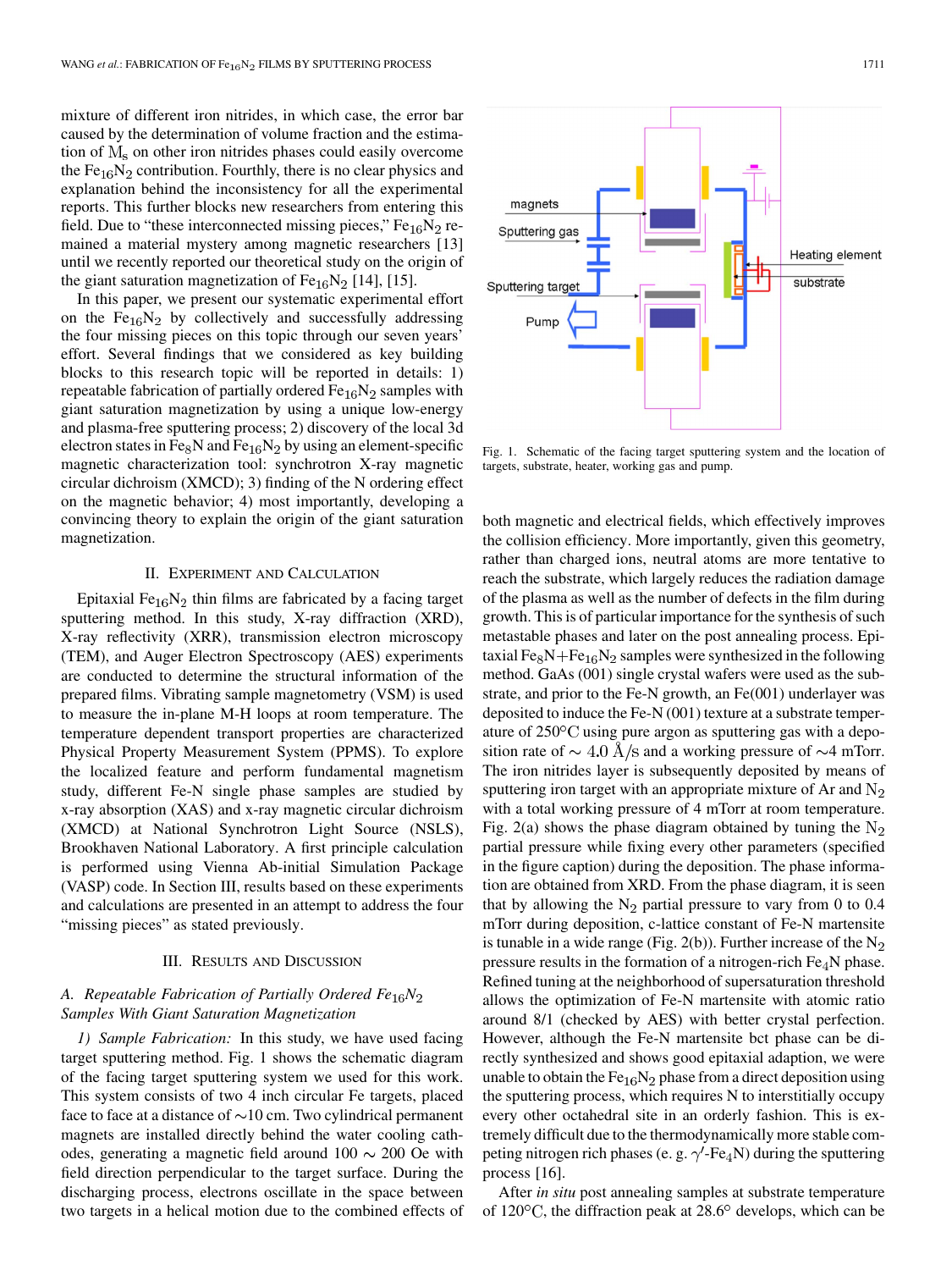mixture of different iron nitrides, in which case, the error bar caused by the determination of volume fraction and the estimation of $M_s$ on other iron nitrides phases could easily overcome the $Fe_{16}N_2$ contribution. Fourthly, there is no clear physics and explanation behind the inconsistency for all the experimental reports. This further blocks new researchers from entering this field. Due to "these interconnected missing pieces," $Fe_{16}N_2$ remained a material mystery among magnetic researchers [13] until we recently reported our theoretical study on the origin of the giant saturation magnetization of $Fe_{16}N_2$ [14], [15].

In this paper, we present our systematic experimental effort on the $Fe_{16}N_2$ by collectively and successfully addressing the four missing pieces on this topic through our seven years' effort. Several findings that we considered as key building blocks to this research topic will be reported in details: 1) repeatable fabrication of partially ordered $Fe_{16}N_2$ samples with giant saturation magnetization by using a unique low-energy and plasma-free sputtering process; 2) discovery of the local 3d electron states in $Fe_8N$ and $Fe_{16}N_2$ by using an element-specific magnetic characterization tool: synchrotron X-ray magnetic circular dichroism (XMCD); 3) finding of the N ordering effect on the magnetic behavior; 4) most importantly, developing a convincing theory to explain the origin of the giant saturation magnetization.

## II. Experiment and Calculation

Epitaxial $Fe_{16}N_2$ thin films are fabricated by a facing target sputtering method. In this study, X-ray diffraction (XRD), X-ray reflectivity (XRR), transmission electron microscopy (TEM), and Auger Electron Spectroscopy (AES) experiments are conducted to determine the structural information of the prepared films. Vibrating sample magnetometry (VSM) is used to measure the in-plane M-H loops at room temperature. The temperature dependent transport properties are characterized Physical Property Measurement System (PPMS). To explore the localized feature and perform fundamental magnetism study, different Fe-N single phase samples are studied by x-ray absorption (XAS) and x-ray magnetic circular dichroism (XMCD) at National Synchrotron Light Source (NSLS), Brookhaven National Laboratory. A first principle calculation is performed using Vienna Ab-initial Simulation Package (VASP) code. In Section III, results based on these experiments and calculations are presented in an attempt to address the four "missing pieces" as stated previously.

## III. Results and Discussion

### A. Repeatable Fabrication of Partially Ordered $Fe_{16}N_2$ Samples With Giant Saturation Magnetization

*1) Sample Fabrication:* In this study, we have used facing target sputtering method. Fig. 1 shows the schematic diagram of the facing target sputtering system we used for this work. This system consists of two 4 inch circular Fe targets, placed face to face at a distance of ∼10 cm. Two cylindrical permanent magnets are installed directly behind the water cooling cathodes, generating a magnetic field around 100 ∼ 200 Oe with field direction perpendicular to the target surface. During the discharging process, electrons oscillate in the space between two targets in a helical motion due to the combined effects of both magnetic and electrical fields, which effectively improves the collision efficiency. More importantly, given this geometry, rather than charged ions, neutral atoms are more tentative to reach the substrate, which largely reduces the radiation damage of the plasma as well as the number of defects in the film during growth. This is of particular importance for the synthesis of such metastable phases and later on the post annealing process. Epitaxial $Fe_8N$+$Fe_{16}N_2$ samples were synthesized in the following method. GaAs (001) single crystal wafers were used as the substrate, and prior to the Fe-N growth, an Fe(001) underlayer was deposited to induce the Fe-N (001) texture at a substrate temperature of 250°C using pure argon as sputtering gas with a deposition rate of $\sim 4.0$ Å/s and a working pressure of ∼4 mTorr. The iron nitrides layer is subsequently deposited by means of sputtering iron target with an appropriate mixture of Ar and $N_2$ with a total working pressure of 4 mTorr at room temperature. Fig. 2(a) shows the phase diagram obtained by tuning the $N_2$ partial pressure while fixing every other parameters (specified in the figure caption) during the deposition. The phase information are obtained from XRD. From the phase diagram, it is seen that by allowing the $N_2$ partial pressure to vary from 0 to 0.4 mTorr during deposition, c-lattice constant of Fe-N martensite is tunable in a wide range (Fig. 2(b)). Further increase of the $N_2$ pressure results in the formation of a nitrogen-rich $Fe_4N$ phase. Refined tuning at the neighborhood of supersaturation threshold allows the optimization of Fe-N martensite with atomic ratio around 8/1 (checked by AES) with better crystal perfection. However, although the Fe-N martensite bct phase can be directly synthesized and shows good epitaxial adaption, we were unable to obtain the $Fe_{16}N_2$ phase from a direct deposition using the sputtering process, which requires N to interstitially occupy every other octahedral site in an orderly fashion. This is extremely difficult due to the thermodynamically more stable competing nitrogen rich phases (e. g. $\gamma'$-$Fe_4N$) during the sputtering process [16].

Fig. 1. Schematic of the facing target sputtering system and the location of targets, substrate, heater, working gas and pump.

After *in situ* post annealing samples at substrate temperature of 120°C, the diffraction peak at 28.6° develops, which can be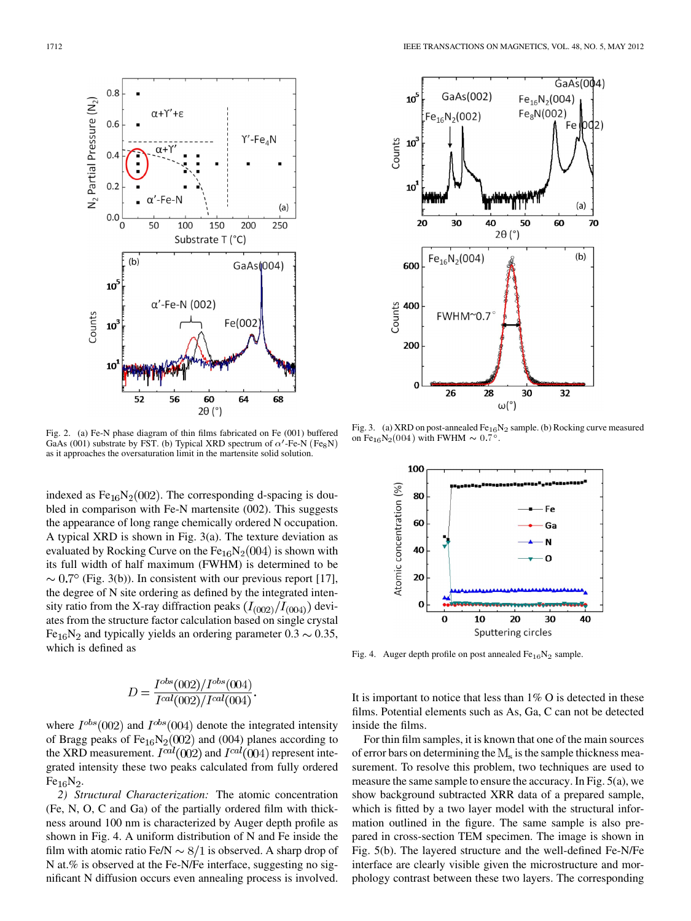Fig. 2. (a) Fe-N phase diagram of thin films fabricated on Fe (001) buffered GaAs (001) substrate by FST. (b) Typical XRD spectrum of $\alpha'$-Fe-N ($Fe_8N$) as it approaches the oversaturation limit in the martensite solid solution.

Fig. 3. (a) XRD on post-annealed $Fe_{16}N_2$ sample. (b) Rocking curve measured on $Fe_{16}N_2(004)$ with FWHM $\sim 0.7^\circ$.

indexed as $Fe_{16}N_2(002)$. The corresponding d-spacing is doubled in comparison with Fe-N martensite (002). This suggests the appearance of long range chemically ordered N occupation. A typical XRD is shown in Fig. 3(a). The texture deviation as evaluated by Rocking Curve on the $Fe_{16}N_2(004)$ is shown with its full width of half maximum (FWHM) is determined to be $\sim 0.7^\circ$ (Fig. 3(b)). In consistent with our previous report [17], the degree of N site ordering as defined by the integrated intensity ratio from the X-ray diffraction peaks $(I_{(002)}/I_{(004)})$ deviates from the structure factor calculation based on single crystal $Fe_{16}N_2$ and typically yields an ordering parameter $0.3 \sim 0.35$, which is defined as

$$D = \frac{I^{obs}(002)/I^{obs}(004)}{I^{cal}(002)/I^{cal}(004)}.$$

where $I^{obs}(002)$ and $I^{obs}(004)$ denote the integrated intensity of Bragg peaks of $Fe_{16}N_2(002)$ and (004) planes according to the XRD measurement. $I^{cal}(002)$ and $I^{cal}(004)$ represent integrated intensity these two peaks calculated from fully ordered $Fe_{16}N_2$.

*2) Structural Characterization:* The atomic concentration (Fe, N, O, C and Ga) of the partially ordered film with thickness around 100 nm is characterized by Auger depth profile as shown in Fig. 4. A uniform distribution of N and Fe inside the film with atomic ratio Fe/N $\sim 8/1$ is observed. A sharp drop of N at.% is observed at the Fe-N/Fe interface, suggesting no significant N diffusion occurs even annealing process is involved.

Fig. 4. Auger depth profile on post annealed $Fe_{16}N_2$ sample.

It is important to notice that less than 1% O is detected in these films. Potential elements such as As, Ga, C can not be detected inside the films.

For thin film samples, it is known that one of the main sources of error bars on determining the $M_s$ is the sample thickness measurement. To resolve this problem, two techniques are used to measure the same sample to ensure the accuracy. In Fig. 5(a), we show background subtracted XRR data of a prepared sample, which is fitted by a two layer model with the structural information outlined in the figure. The same sample is also prepared in cross-section TEM specimen. The image is shown in Fig. 5(b). The layered structure and the well-defined Fe-N/Fe interface are clearly visible given the microstructure and morphology contrast between these two layers. The corresponding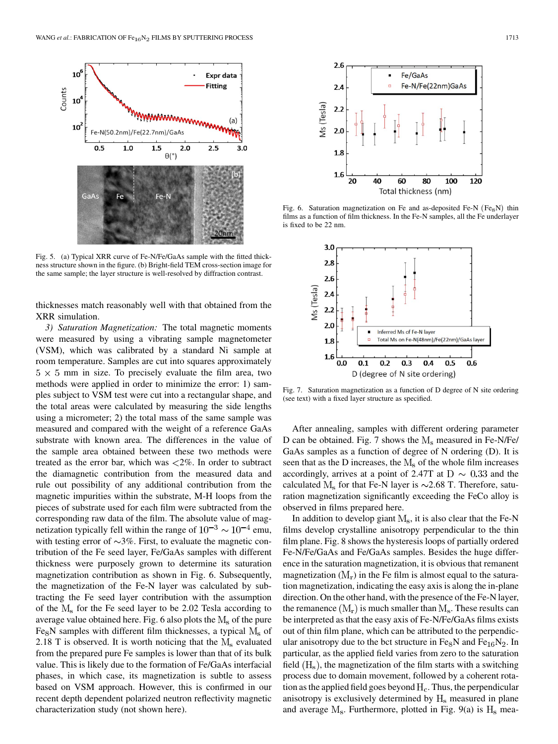Fig. 5. (a) Typical XRR curve of Fe-N/Fe/GaAs sample with the fitted thickness structure shown in the figure. (b) Bright-field TEM cross-section image for the same sample; the layer structure is well-resolved by diffraction contrast.

thicknesses match reasonably well with that obtained from the XRR simulation.

*3) Saturation Magnetization:* The total magnetic moments were measured by using a vibrating sample magnetometer (VSM), which was calibrated by a standard Ni sample at room temperature. Samples are cut into squares approximately $5 \times 5$ mm in size. To precisely evaluate the film area, two methods were applied in order to minimize the error: 1) samples subject to VSM test were cut into a rectangular shape, and the total areas were calculated by measuring the side lengths using a micrometer; 2) the total mass of the same sample was measured and compared with the weight of a reference GaAs substrate with known area. The differences in the value of the sample area obtained between these two methods were treated as the error bar, which was $<2\%$. In order to subtract the diamagnetic contribution from the measured data and rule out possibility of any additional contribution from the magnetic impurities within the substrate, M-H loops from the pieces of substrate used for each film were subtracted from the corresponding raw data of the film. The absolute value of magnetization typically fell within the range of $10^{-3} \sim 10^{-4}$ emu, with testing error of $\sim$3%. First, to evaluate the magnetic contribution of the Fe seed layer, Fe/GaAs samples with different thickness were purposely grown to determine its saturation magnetization contribution as shown in Fig. 6. Subsequently, the magnetization of the Fe-N layer was calculated by subtracting the Fe seed layer contribution with the assumption of the $M_s$ for the Fe seed layer to be 2.02 Tesla according to average value obtained here. Fig. 6 also plots the $M_s$ of the pure $Fe_8N$ samples with different film thicknesses, a typical $M_s$ of 2.18 T is observed. It is worth noticing that the $M_s$ evaluated from the prepared pure Fe samples is lower than that of its bulk value. This is likely due to the formation of Fe/GaAs interfacial phases, in which case, its magnetization is subtle to assess based on VSM approach. However, this is confirmed in our recent depth dependent polarized neutron reflectivity magnetic characterization study (not shown here).

Fig. 6. Saturation magnetization on Fe and as-deposited Fe-N ($Fe_8N$) thin films as a function of film thickness. In the Fe-N samples, all the Fe underlayer is fixed to be 22 nm.

Fig. 7. Saturation magnetization as a function of D degree of N site ordering (see text) with a fixed layer structure as specified.

After annealing, samples with different ordering parameter D can be obtained. Fig. 7 shows the $M_s$ measured in Fe-N/Fe/GaAs samples as a function of degree of N ordering (D). It is seen that as the D increases, the $M_s$ of the whole film increases accordingly, arrives at a point of 2.47T at $D \sim 0.33$ and the calculated $M_s$ for that Fe-N layer is $\sim$2.68 T. Therefore, saturation magnetization significantly exceeding the FeCo alloy is observed in films prepared here.

In addition to develop giant $M_s$, it is also clear that the Fe-N films develop crystalline anisotropy perpendicular to the thin film plane. Fig. 8 shows the hysteresis loops of partially ordered Fe-N/Fe/GaAs and Fe/GaAs samples. Besides the huge difference in the saturation magnetization, it is obvious that remanent magnetization ($M_r$) in the Fe film is almost equal to the saturation magnetization, indicating the easy axis is along the in-plane direction. On the other hand, with the presence of the Fe-N layer, the remanence ($M_r$) is much smaller than $M_s$. These results can be interpreted as that the easy axis of Fe-N/Fe/GaAs films exists out of thin film plane, which can be attributed to the perpendicular anisotropy due to the bct structure in $Fe_8N$ and $Fe_{16}N_2$. In particular, as the applied field varies from zero to the saturation field ($H_s$), the magnetization of the film starts with a switching process due to domain movement, followed by a coherent rotation as the applied field goes beyond $H_c$. Thus, the perpendicular anisotropy is exclusively determined by $H_s$ measured in plane and average $M_s$. Furthermore, plotted in Fig. 9(a) is $H_s$ mea-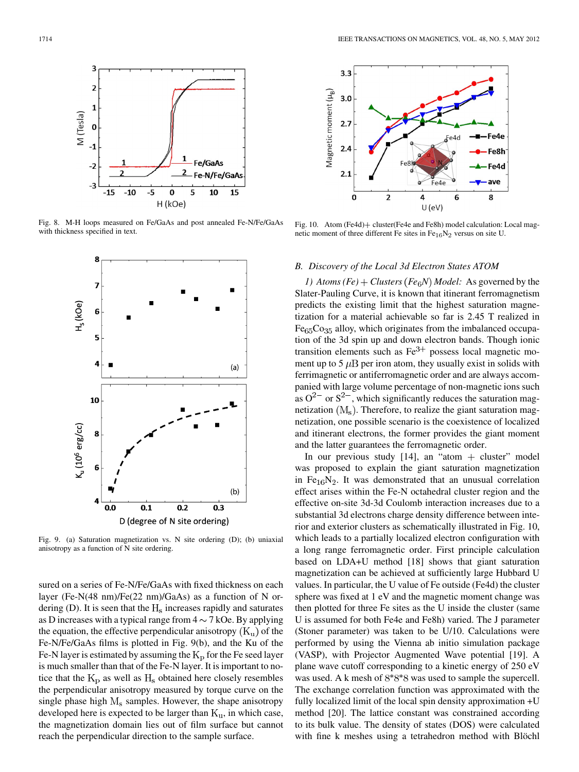Fig. 8. M-H loops measured on Fe/GaAs and post annealed Fe-N/Fe/GaAs with thickness specified in text.

Fig. 9. (a) Saturation magnetization vs. N site ordering (D); (b) uniaxial anisotropy as a function of N site ordering.

sured on a series of Fe-N/Fe/GaAs with fixed thickness on each layer (Fe-N(48 nm)/Fe(22 nm)/GaAs) as a function of N ordering (D). It is seen that the $H_s$ increases rapidly and saturates as D increases with a typical range from 4 ~ 7 kOe. By applying the equation, the effective perpendicular anisotropy $(K_u)$ of the Fe-N/Fe/GaAs films is plotted in Fig. 9(b), and the Ku of the Fe-N layer is estimated by assuming the $K_p$ for the Fe seed layer is much smaller than that of the Fe-N layer. It is important to notice that the $K_p$ as well as $H_s$ obtained here closely resembles the perpendicular anisotropy measured by torque curve on the single phase high $M_s$ samples. However, the shape anisotropy developed here is expected to be larger than $K_u$, in which case, the magnetization domain lies out of film surface but cannot reach the perpendicular direction to the sample surface.

Fig. 10. Atom (Fe4d)+ cluster(Fe4e and Fe8h) model calculation: Local magnetic moment of three different Fe sites in $Fe_{16}N_2$ versus on site U.

### *B. Discovery of the Local 3d Electron States ATOM*

*1) Atoms (Fe) + Clusters ($Fe_6N$) Model:* As governed by the Slater-Pauling Curve, it is known that itinerant ferromagnetism predicts the existing limit that the highest saturation magnetization for a material achievable so far is 2.45 T realized in $Fe_{65}Co_{35}$ alloy, which originates from the imbalanced occupation of the 3d spin up and down electron bands. Though ionic transition elements such as $Fe^{3+}$ possess local magnetic moment up to 5 $\mu$B per iron atom, they usually exist in solids with ferrimagnetic or antiferromagnetic order and are always accompanied with large volume percentage of non-magnetic ions such as $O^{2-}$ or $S^{2-}$, which significantly reduces the saturation magnetization $(M_s)$. Therefore, to realize the giant saturation magnetization, one possible scenario is the coexistence of localized and itinerant electrons, the former provides the giant moment and the latter guarantees the ferromagnetic order.

In our previous study [14], an "atom + cluster" model was proposed to explain the giant saturation magnetization in $Fe_{16}N_2$. It was demonstrated that an unusual correlation effect arises within the Fe-N octahedral cluster region and the effective on-site 3d-3d Coulomb interaction increases due to a substantial 3d electrons charge density difference between interior and exterior clusters as schematically illustrated in Fig. 10, which leads to a partially localized electron configuration with a long range ferromagnetic order. First principle calculation based on LDA+U method [18] shows that giant saturation magnetization can be achieved at sufficiently large Hubbard U values. In particular, the U value of Fe outside (Fe4d) the cluster sphere was fixed at 1 eV and the magnetic moment change was then plotted for three Fe sites as the U inside the cluster (same U is assumed for both Fe4e and Fe8h) varied. The J parameter (Stoner parameter) was taken to be U/10. Calculations were performed by using the Vienna ab initio simulation package (VASP), with Projector Augmented Wave potential [19]. A plane wave cutoff corresponding to a kinetic energy of 250 eV was used. A k mesh of 8*8*8 was used to sample the supercell. The exchange correlation function was approximated with the fully localized limit of the local spin density approximation +U method [20]. The lattice constant was constrained according to its bulk value. The density of states (DOS) were calculated with fine k meshes using a tetrahedron method with Blöchl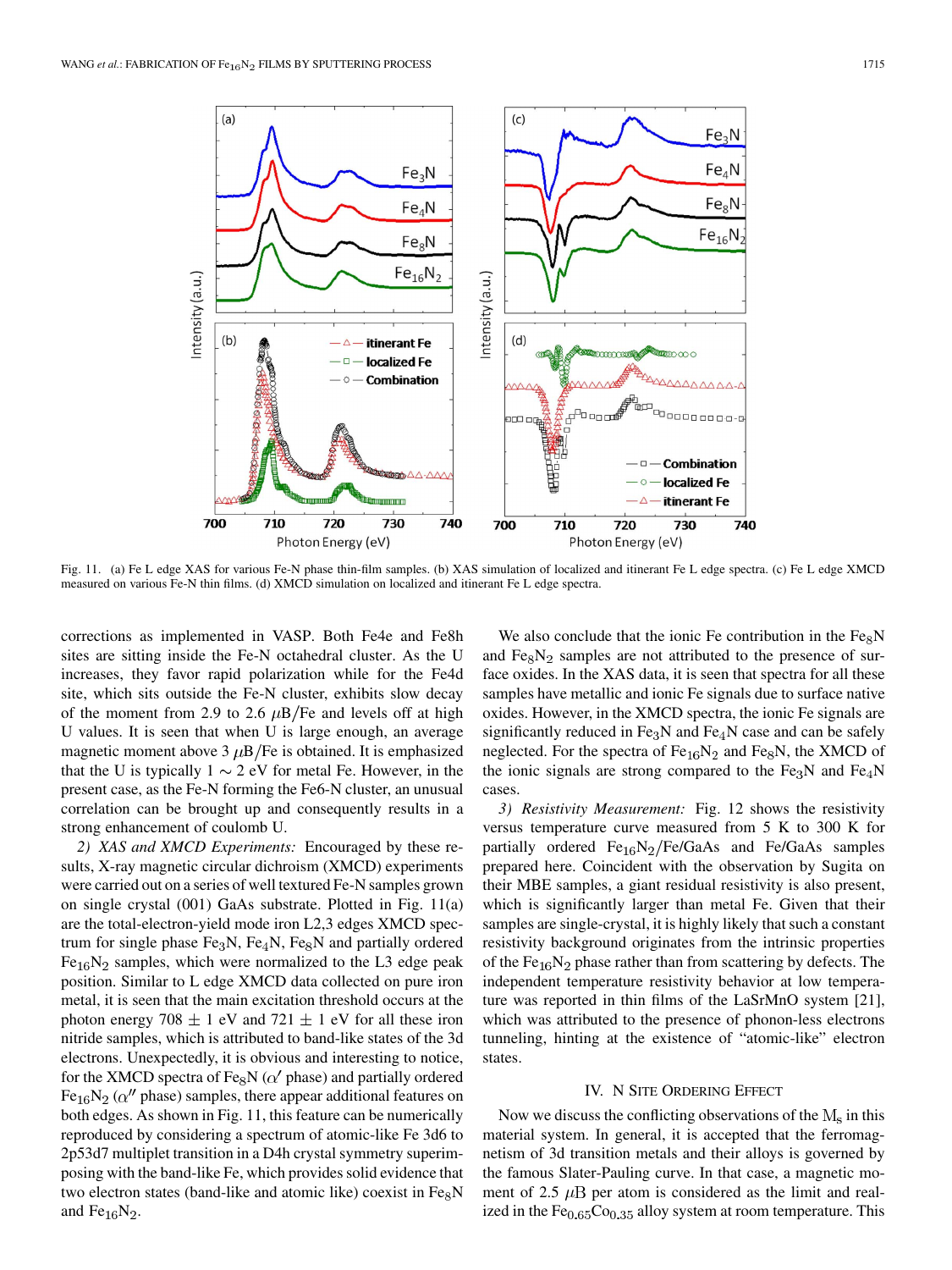Fig. 11. (a) Fe L edge XAS for various Fe-N phase thin-film samples. (b) XAS simulation of localized and itinerant Fe L edge spectra. (c) Fe L edge XMCD measured on various Fe-N thin films. (d) XMCD simulation on localized and itinerant Fe L edge spectra.

corrections as implemented in VASP. Both Fe4e and Fe8h sites are sitting inside the Fe-N octahedral cluster. As the U increases, they favor rapid polarization while for the Fe4d site, which sits outside the Fe-N cluster, exhibits slow decay of the moment from 2.9 to 2.6 $\mu$B/Fe and levels off at high U values. It is seen that when U is large enough, an average magnetic moment above 3 $\mu$B/Fe is obtained. It is emphasized that the U is typically 1 $\sim$ 2 eV for metal Fe. However, in the present case, as the Fe-N forming the Fe6-N cluster, an unusual correlation can be brought up and consequently results in a strong enhancement of coulomb U.

*2) XAS and XMCD Experiments:* Encouraged by these results, X-ray magnetic circular dichroism (XMCD) experiments were carried out on a series of well textured Fe-N samples grown on single crystal (001) GaAs substrate. Plotted in Fig. 11(a) are the total-electron-yield mode iron L2,3 edges XMCD spectrum for single phase $Fe_3N$, $Fe_4N$, $Fe_8N$ and partially ordered $Fe_{16}N_2$ samples, which were normalized to the L3 edge peak position. Similar to L edge XMCD data collected on pure iron metal, it is seen that the main excitation threshold occurs at the photon energy 708 $\pm$ 1 eV and 721 $\pm$ 1 eV for all these iron nitride samples, which is attributed to band-like states of the 3d electrons. Unexpectedly, it is obvious and interesting to notice, for the XMCD spectra of $Fe_8N$ ($\alpha'$ phase) and partially ordered $Fe_{16}N_2$ ($\alpha''$ phase) samples, there appear additional features on both edges. As shown in Fig. 11, this feature can be numerically reproduced by considering a spectrum of atomic-like Fe 3d6 to 2p53d7 multiplet transition in a D4h crystal symmetry superimposing with the band-like Fe, which provides solid evidence that two electron states (band-like and atomic like) coexist in $Fe_8N$ and $Fe_{16}N_2$.

We also conclude that the ionic Fe contribution in the $Fe_8N$ and $Fe_8N_2$ samples are not attributed to the presence of surface oxides. In the XAS data, it is seen that spectra for all these samples have metallic and ionic Fe signals due to surface native oxides. However, in the XMCD spectra, the ionic Fe signals are significantly reduced in $Fe_3N$ and $Fe_4N$ case and can be safely neglected. For the spectra of $Fe_{16}N_2$ and $Fe_8N$, the XMCD of the ionic signals are strong compared to the $Fe_3N$ and $Fe_4N$ cases.

*3) Resistivity Measurement:* Fig. 12 shows the resistivity versus temperature curve measured from 5 K to 300 K for partially ordered $Fe_{16}N_2$/Fe/GaAs and Fe/GaAs samples prepared here. Coincident with the observation by Sugita on their MBE samples, a giant residual resistivity is also present, which is significantly larger than metal Fe. Given that their samples are single-crystal, it is highly likely that such a constant resistivity background originates from the intrinsic properties of the $Fe_{16}N_2$ phase rather than from scattering by defects. The independent temperature resistivity behavior at low temperature was reported in thin films of the LaSrMnO system [21], which was attributed to the presence of phonon-less electrons tunneling, hinting at the existence of "atomic-like" electron states.

## IV. N Site Ordering Effect

Now we discuss the conflicting observations of the $M_s$ in this material system. In general, it is accepted that the ferromagnetism of 3d transition metals and their alloys is governed by the famous Slater-Pauling curve. In that case, a magnetic moment of 2.5 $\mu$B per atom is considered as the limit and realized in the $Fe_{0.65}Co_{0.35}$ alloy system at room temperature. This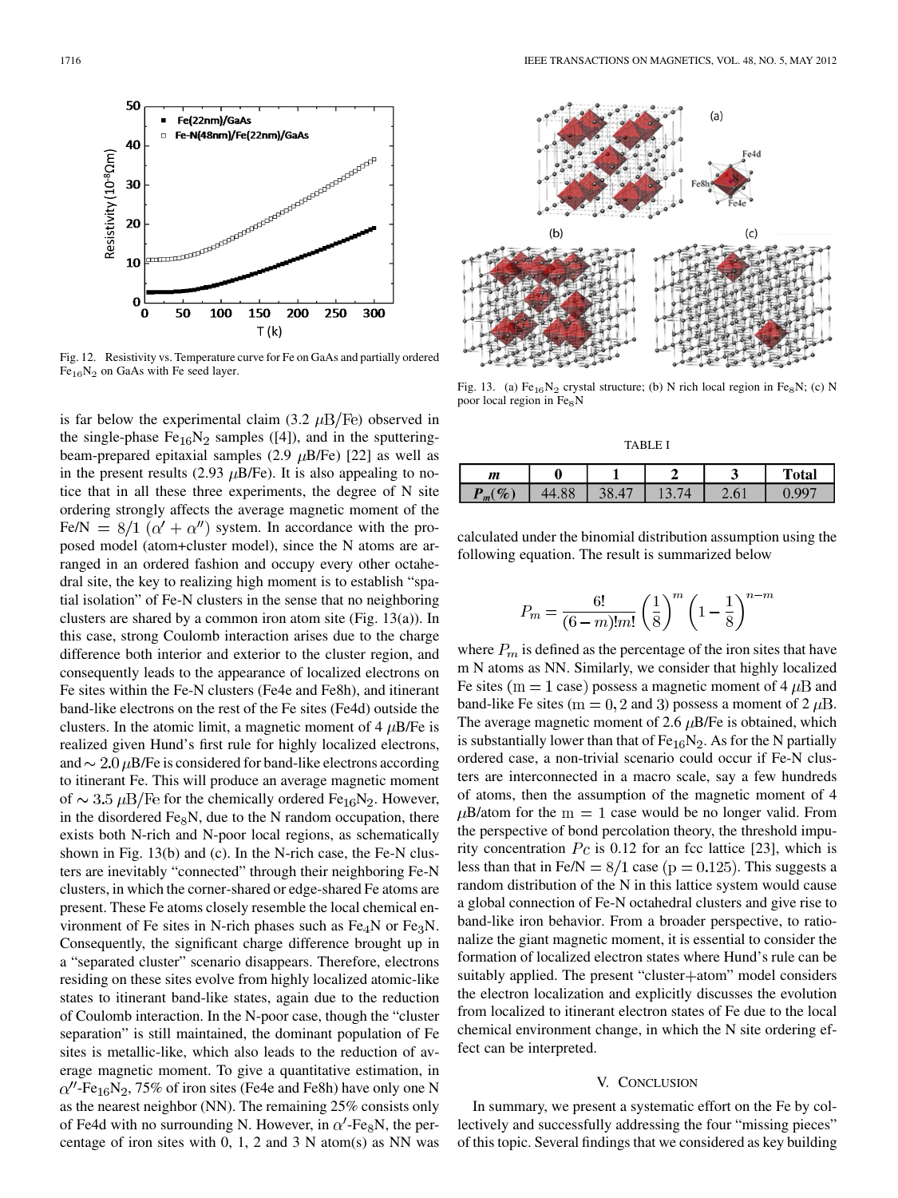Fig. 12. Resistivity vs. Temperature curve for Fe on GaAs and partially ordered $Fe_{16}N_2$ on GaAs with Fe seed layer.

Fig. 13. (a) $Fe_{16}N_2$ crystal structure; (b) N rich local region in $Fe_8N$; (c) N poor local region in $Fe_8N$

is far below the experimental claim (3.2 $\mu B/Fe$) observed in the single-phase $Fe_{16}N_2$ samples ([4]), and in the sputtering-beam-prepared epitaxial samples (2.9 $\mu$B/Fe) [22] as well as in the present results (2.93 $\mu$B/Fe). It is also appealing to notice that in all these three experiments, the degree of N site ordering strongly affects the average magnetic moment of the Fe/N $= 8/1$ $(\alpha' + \alpha'')$ system. In accordance with the proposed model (atom+cluster model), since the N atoms are arranged in an ordered fashion and occupy every other octahedral site, the key to realizing high moment is to establish "spatial isolation" of Fe-N clusters in the sense that no neighboring clusters are shared by a common iron atom site (Fig. 13(a)). In this case, strong Coulomb interaction arises due to the charge difference both interior and exterior to the cluster region, and consequently leads to the appearance of localized electrons on Fe sites within the Fe-N clusters (Fe4e and Fe8h), and itinerant band-like electrons on the rest of the Fe sites (Fe4d) outside the clusters. In the atomic limit, a magnetic moment of 4 $\mu$B/Fe is realized given Hund's first rule for highly localized electrons, and $\sim 2.0\,\mu$B/Fe is considered for band-like electrons according to itinerant Fe. This will produce an average magnetic moment of $\sim 3.5$ $\mu B/Fe$ for the chemically ordered $Fe_{16}N_2$. However, in the disordered $Fe_8N$, due to the N random occupation, there exists both N-rich and N-poor local regions, as schematically shown in Fig. 13(b) and (c). In the N-rich case, the Fe-N clusters are inevitably "connected" through their neighboring Fe-N clusters, in which the corner-shared or edge-shared Fe atoms are present. These Fe atoms closely resemble the local chemical environment of Fe sites in N-rich phases such as $Fe_4N$ or $Fe_3N$. Consequently, the significant charge difference brought up in a "separated cluster" scenario disappears. Therefore, electrons residing on these sites evolve from highly localized atomic-like states to itinerant band-like states, again due to the reduction of Coulomb interaction. In the N-poor case, though the "cluster separation" is still maintained, the dominant population of Fe sites is metallic-like, which also leads to the reduction of average magnetic moment. To give a quantitative estimation, in $\alpha''$-$Fe_{16}N_2$, 75% of iron sites (Fe4e and Fe8h) have only one N as the nearest neighbor (NN). The remaining 25% consists only of Fe4d with no surrounding N. However, in $\alpha'$-$Fe_8N$, the percentage of iron sites with 0, 1, 2 and 3 N atom(s) as NN was calculated under the binomial distribution assumption using the following equation. The result is summarized below

TABLE I

| $m$ | 0 | 1 | 2 | 3 | Total |
|---|---|---|---|---|---|
| $P_m(\%)$ | 44.88 | 38.47 | 13.74 | 2.61 | 0.997 |

$$P_m = \frac{6!}{(6-m)!m!}\left(\frac{1}{8}\right)^m\left(1-\frac{1}{8}\right)^{n-m}$$

where $P_m$ is defined as the percentage of the iron sites that have m N atoms as NN. Similarly, we consider that highly localized Fe sites ($m = 1$ case) possess a magnetic moment of 4 $\mu$B and band-like Fe sites ($m = 0, 2$ and 3) possess a moment of 2 $\mu$B. The average magnetic moment of 2.6 $\mu$B/Fe is obtained, which is substantially lower than that of $Fe_{16}N_2$. As for the N partially ordered case, a non-trivial scenario could occur if Fe-N clusters are interconnected in a macro scale, say a few hundreds of atoms, then the assumption of the magnetic moment of 4 $\mu$B/atom for the $m = 1$ case would be no longer valid. From the perspective of bond percolation theory, the threshold impurity concentration $P_C$ is 0.12 for an fcc lattice [23], which is less than that in Fe/N $= 8/1$ case ($p = 0.125$). This suggests a random distribution of the N in this lattice system would cause a global connection of Fe-N octahedral clusters and give rise to band-like iron behavior. From a broader perspective, to rationalize the giant magnetic moment, it is essential to consider the formation of localized electron states where Hund's rule can be suitably applied. The present "cluster+atom" model considers the electron localization and explicitly discusses the evolution from localized to itinerant electron states of Fe due to the local chemical environment change, in which the N site ordering effect can be interpreted.

## V. Conclusion

In summary, we present a systematic effort on the Fe by collectively and successfully addressing the four "missing pieces" of this topic. Several findings that we considered as key building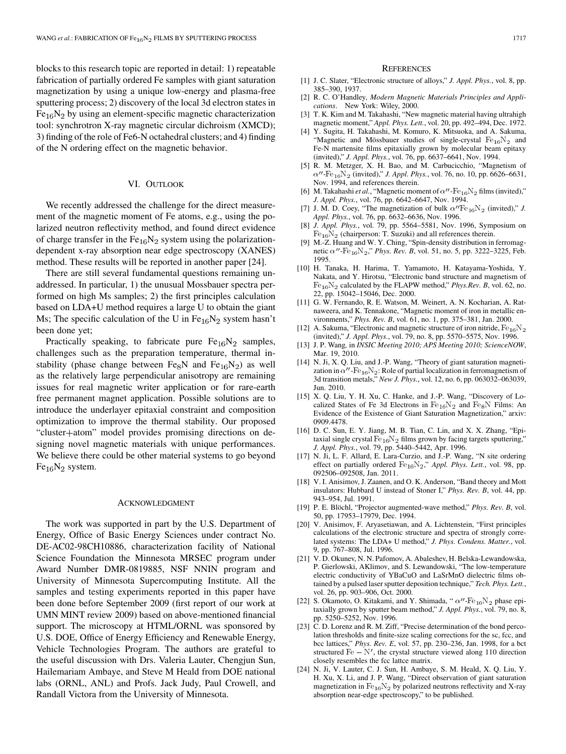blocks to this research topic are reported in detail: 1) repeatable fabrication of partially ordered Fe samples with giant saturation magnetization by using a unique low-energy and plasma-free sputtering process; 2) discovery of the local 3d electron states in $Fe_{16}N_2$ by using an element-specific magnetic characterization tool: synchrotron X-ray magnetic circular dichroism (XMCD); 3) finding of the role of Fe6-N octahedral clusters; and 4) finding of the N ordering effect on the magnetic behavior.

## VI. Outlook

We recently addressed the challenge for the direct measurement of the magnetic moment of Fe atoms, e.g., using the polarized neutron reflectivity method, and found direct evidence of charge transfer in the $Fe_{16}N_2$ system using the polarization-dependent x-ray absorption near edge spectroscopy (XANES) method. These results will be reported in another paper [24].

There are still several fundamental questions remaining unaddressed. In particular, 1) the unusual Mossbauer spectra performed on high Ms samples; 2) the first principles calculation based on LDA+U method requires a large U to obtain the giant Ms; The specific calculation of the U in $Fe_{16}N_2$ system hasn't been done yet;

Practically speaking, to fabricate pure $Fe_{16}N_2$ samples, challenges such as the preparation temperature, thermal instability (phase change between $Fe_8N$ and $Fe_{16}N_2$) as well as the relatively large perpendicular anisotropy are remaining issues for real magnetic writer application or for rare-earth free permanent magnet application. Possible solutions are to introduce the underlayer epitaxial constraint and composition optimization to improve the thermal stability. Our proposed "cluster+atom" model provides promising directions on designing novel magnetic materials with unique performances. We believe there could be other material systems to go beyond $Fe_{16}N_2$ system.

## Acknowledgment

The work was supported in part by the U.S. Department of Energy, Office of Basic Energy Sciences under contract No. DE-AC02-98CH10886, characterization facility of National Science Foundation the Minnesota MRSEC program under Award Number DMR-0819885, NSF NNIN program and University of Minnesota Supercomputing Institute. All the samples and testing experiments reported in this paper have been done before September 2009 (first report of our work at UMN MINT review 2009) based on above-mentioned financial support. The microscopy at HTML/ORNL was sponsored by U.S. DOE, Office of Energy Efficiency and Renewable Energy, Vehicle Technologies Program. The authors are grateful to the useful discussion with Drs. Valeria Lauter, Chengjun Sun, Hailemariam Ambaye, and Steve M Heald from DOE national labs (ORNL, ANL) and Profs. Jack Judy, Paul Crowell, and Randall Victora from the University of Minnesota.

## References

[1] J. C. Slater, "Electronic structure of alloys," *J. Appl. Phys.*, vol. 8, pp. 385–390, 1937.

[2] R. C. O'Handley, *Modern Magnetic Materials Principles and Applications*. New York: Wiley, 2000.

[3] T. K. Kim and M. Takahashi, "New magnetic material having ultrahigh magnetic moment," *Appl. Phys. Lett.*, vol. 20, pp. 492–494, Dec. 1972.

[4] Y. Sugita, H. Takahashi, M. Komuro, K. Mitsuoka, and A. Sakuma, "Magnetic and Mössbauer studies of single-crystal $Fe_{16}N_2$ and Fe-N martensite films epitaxially grown by molecular beam epitaxy (invited)," *J. Appl. Phys.*, vol. 76, pp. 6637–6641, Nov. 1994.

[5] R. M. Metzger, X. H. Bao, and M. Carbucicchio, "Magnetism of $\alpha''$-$Fe_{16}N_2$ (invited)," *J. Appl. Phys.*, vol. 76, no. 10, pp. 6626–6631, Nov. 1994, and references therein.

[6] M. Takahashi *et al.*, "Magnetic moment of $\alpha''$-$Fe_{16}N_2$ films (invited)," *J. Appl. Phys.*, vol. 76, pp. 6642–6647, Nov. 1994.

[7] J. M. D. Coey, "The magnetization of bulk $\alpha''Fe_{16}N_2$ (invited)," *J. Appl. Phys.*, vol. 76, pp. 6632–6636, Nov. 1996.

[8] *J. Appl. Phys.*, vol. 79, pp. 5564–5581, Nov. 1996, Symposium on $Fe_{16}N_2$ (chairperson: T. Suzuki) and all references therein.

[9] M.-Z. Huang and W. Y. Ching, "Spin-density distribution in ferromagnetic $\alpha''$-$Fe_{16}N_2$," *Phys. Rev. B*, vol. 51, no. 5, pp. 3222–3225, Feb. 1995.

[10] H. Tanaka, H. Harima, T. Yamamoto, H. Katayama-Yoshida, Y. Nakata, and Y. Hirotsu, "Electronic band structure and magnetism of $Fe_{16}N_2$ calculated by the FLAPW method," *Phys.Rev. B*, vol. 62, no. 22, pp. 15042–15046, Dec. 2000.

[11] G. W. Fernando, R. E. Watson, M. Weinert, A. N. Kocharian, A. Ratnaweera, and K. Tennakone, "Magnetic moment of iron in metallic environments," *Phys. Rev. B*, vol. 61, no. 1, pp. 375–381, Jan. 2000.

[12] A. Sakuma, "Electronic and magnetic structure of iron nitride, $Fe_{16}N_2$ (invited)," *J. Appl. Phys.*, vol. 79, no. 8, pp. 5570–5575, Nov. 1996.

[13] J. P. Wang, in *INSIC Meeting 2010; APS Meeting 2010; ScienceNOW*, Mar. 19, 2010.

[14] N. Ji, X. Q. Liu, and J.-P. Wang, "Theory of giant saturation magnetization in $\alpha''$-$Fe_{16}N_2$: Role of partial localization in ferromagnetism of 3d transition metals," *New J. Phys.*, vol. 12, no. 6, pp. 063032–063039, Jun. 2010.

[15] X. Q. Liu, Y. H. Xu, C. Hanke, and J.-P. Wang, "Discovery of Localized States of Fe 3d Electrons in $Fe_{16}N_2$ and $Fe_8N$ Films: An Evidence of the Existence of Giant Saturation Magnetization," arxiv: 0909.4478.

[16] D. C. Sun, E. Y. Jiang, M. B. Tian, C. Lin, and X. X. Zhang, "Epitaxial single crystal $Fe_{16}N_2$ films grown by facing targets sputtering," *J. Appl. Phys.*, vol. 79, pp. 5440–5442, Apr. 1996.

[17] N. Ji, L. F. Allard, E. Lara-Curzio, and J.-P. Wang, "N site ordering effect on partially ordered $Fe_{16}N_2$," *Appl. Phys. Lett.*, vol. 98, pp. 092506–092508, Jan. 2011.

[18] V. I. Anisimov, J. Zaanen, and O. K. Anderson, "Band theory and Mott insulators: Hubbard U instead of Stoner I," *Phys. Rev. B*, vol. 44, pp. 943–954, Jul. 1991.

[19] P. E. Blöchl, "Projector augmented-wave method," *Phys. Rev. B*, vol. 50, pp. 17953–17979, Dec. 1994.

[20] V. Anisimov, F. Aryasetiawan, and A. Lichtenstein, "First principles calculations of the electronic structure and spectra of strongly correlated systems: The LDA+ U method," *J. Phys. Condens. Matter.*, vol. 9, pp. 767–808, Jul. 1996.

[21] V. D. Okunev, N. N. Pafomov, A. Abaleshev, H. Belska-Lewandowska, P. Gierlowski, AKlimov, and S. Lewandowski, "The low-temperature electric conductivity of YBaCuO and LaSrMnO dielectric films obtained by a pulsed laser sputter deposition technique," *Tech. Phys. Lett.*, vol. 26, pp. 903–906, Oct. 2000.

[22] S. Okamoto, O. Kitakami, and Y. Shimada, "$\alpha''$-$Fe_{16}N_2$ phase epitaxially grown by sputter beam method," *J. Appl. Phys.*, vol. 79, no. 8, pp. 5250–5252, Nov. 1996.

[23] C. D. Lorenz and R. M. Ziff, "Precise determination of the bond percolation thresholds and finite-size scaling corrections for the sc, fcc, and bcc lattices," *Phys. Rev. E*, vol. 57, pp. 230–236, Jan. 1998, for a bct structured $Fe-N'$, the crystal structure viewed along 110 direction closely resembles the fcc lattce matrix.

[24] N. Ji, V. Lauter, C. J. Sun, H. Ambaye, S. M. Heald, X. Q. Liu, Y. H. Xu, X. Li, and J. P. Wang, "Direct observation of giant saturation magnetization in $Fe_{16}N_2$ by polarized neutrons reflectivity and X-ray absorption near-edge spectroscopy," to be published.